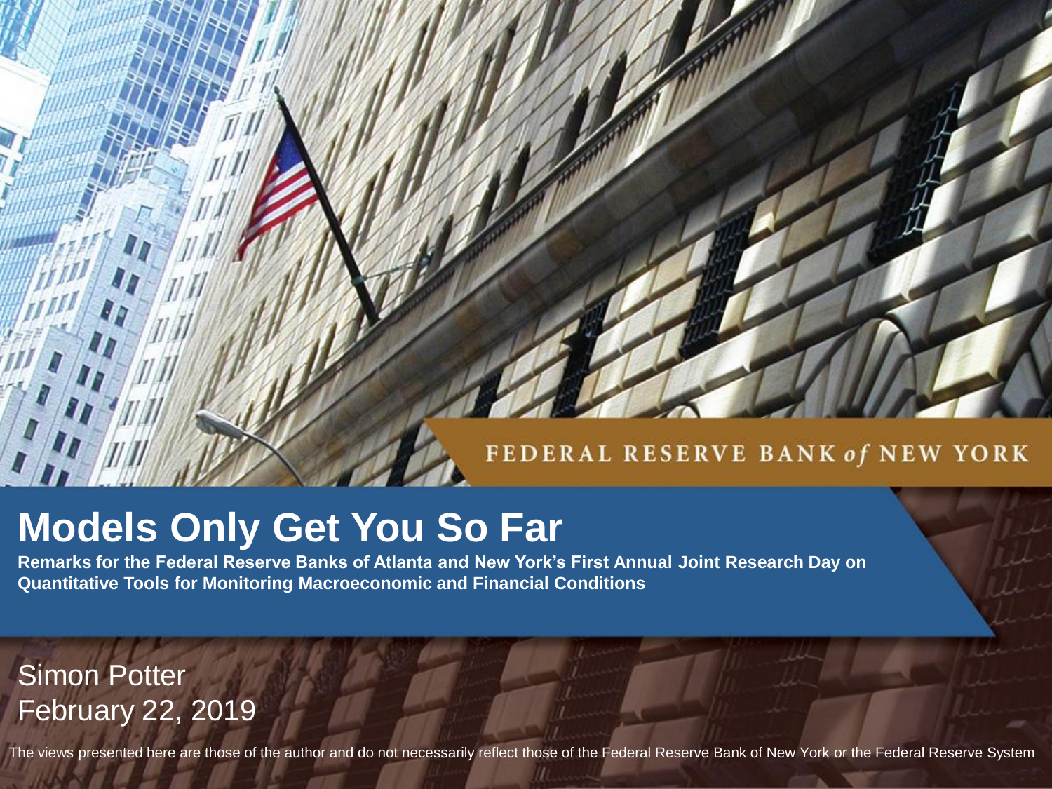FEDERAL RESERVE BANK of NEW YORK

# Models Only Get You So Far

**Remarks for the Federal Reserve Banks of Atlanta and New York's First Annual Joint Research Day on Quantitative Tools for Monitoring Macroeconomic and Financial Conditions**

Simon Potter
February 22, 2019

The views presented here are those of the author and do not necessarily reflect those of the Federal Reserve Bank of New York or the Federal Reserve System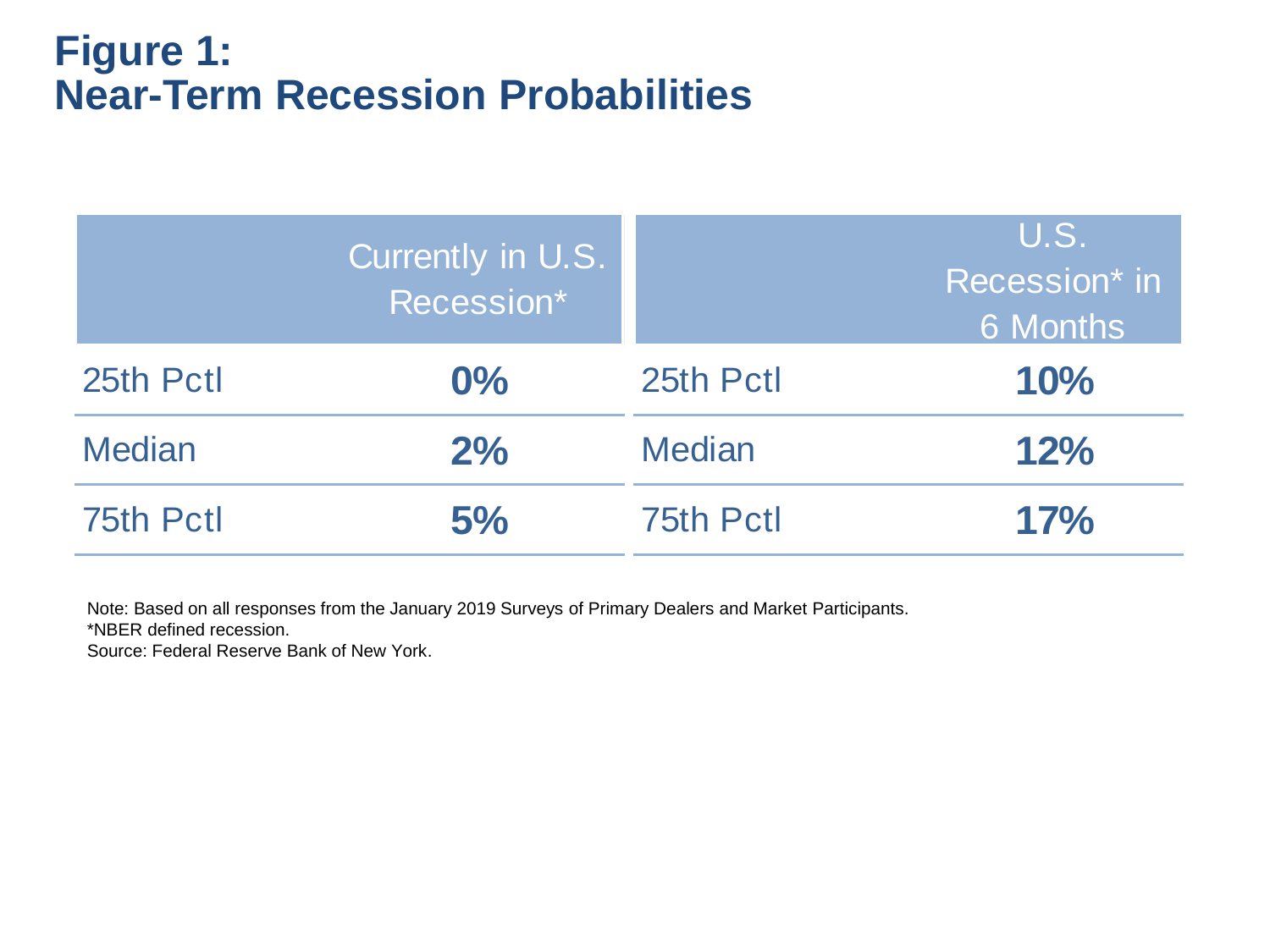# Figure 1:
# Near-Term Recession Probabilities

| | Currently in U.S. Recession* | | U.S. Recession* in 6 Months |
|---|---|---|---|
| 25th Pctl | **0%** | 25th Pctl | **10%** |
| Median | **2%** | Median | **12%** |
| 75th Pctl | **5%** | 75th Pctl | **17%** |

Note: Based on all responses from the January 2019 Surveys of Primary Dealers and Market Participants.
*NBER defined recession.
Source: Federal Reserve Bank of New York.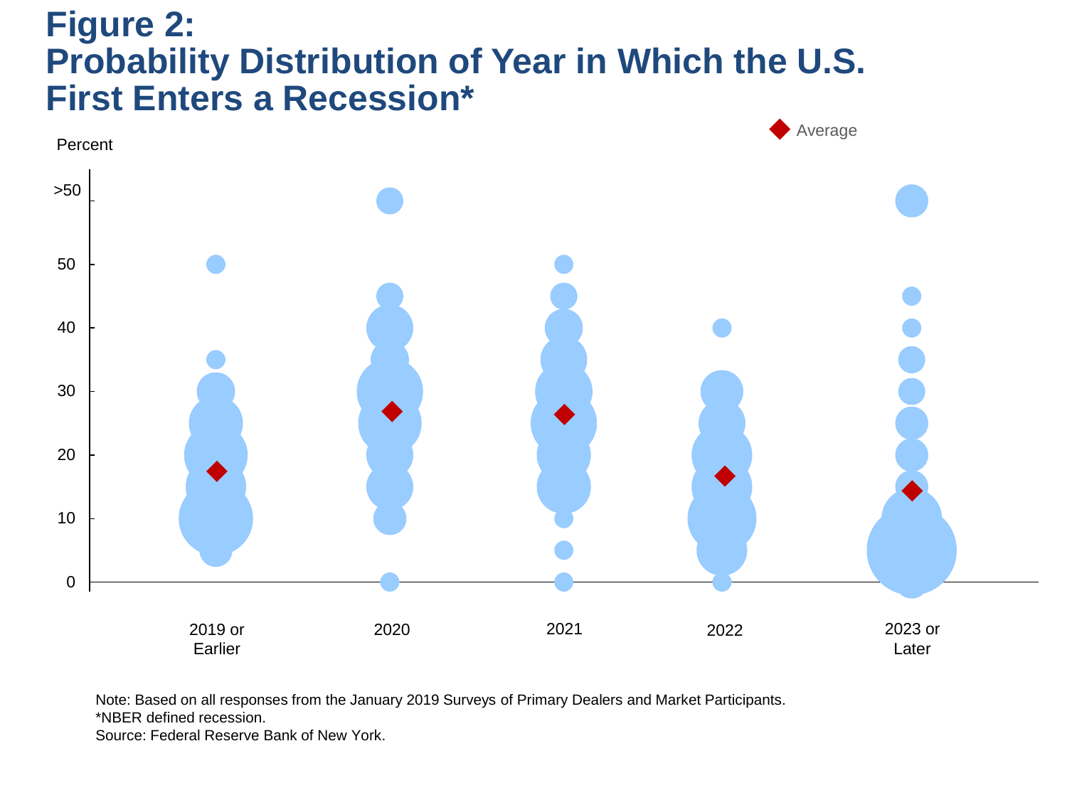# Figure 2:
# Probability Distribution of Year in Which the U.S. First Enters a Recession*

Note: Based on all responses from the January 2019 Surveys of Primary Dealers and Market Participants.
*NBER defined recession.
Source: Federal Reserve Bank of New York.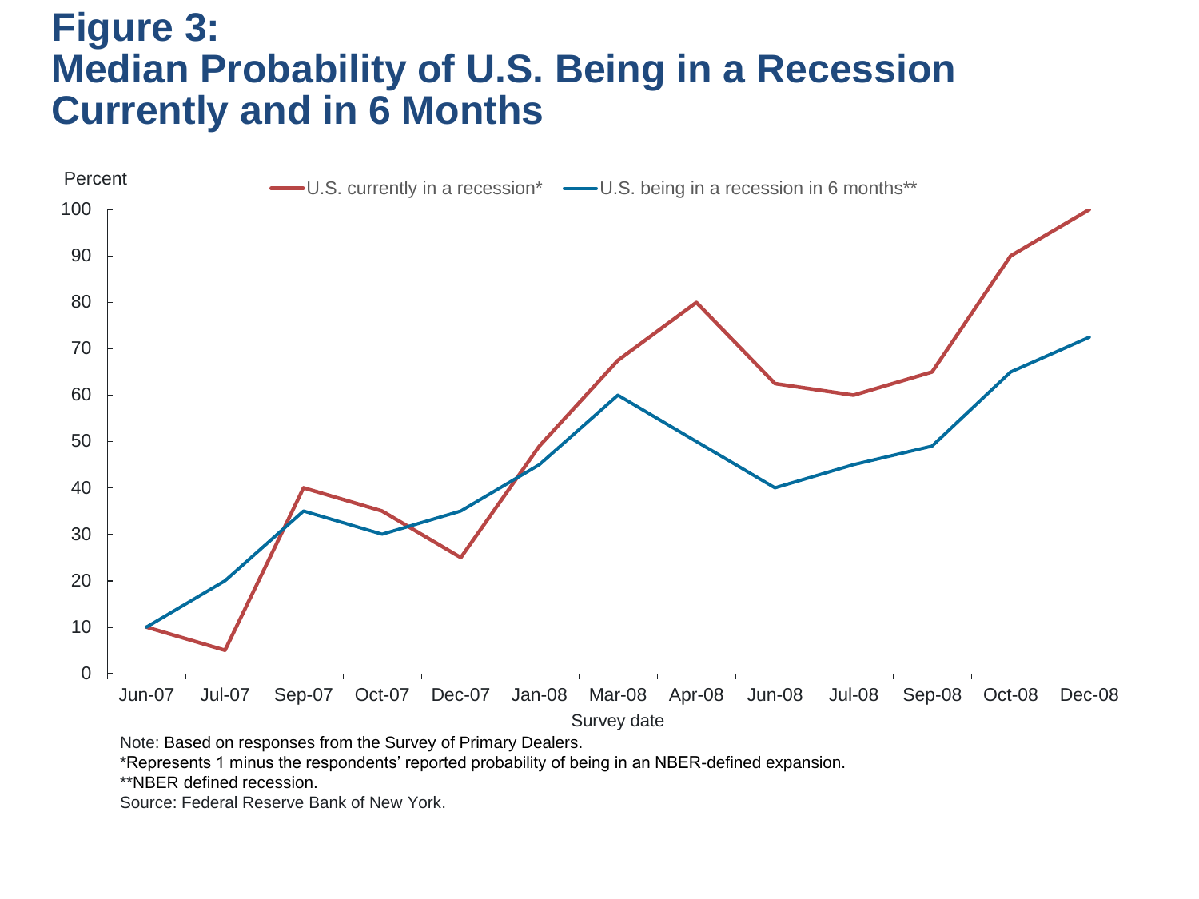# Figure 3:
# Median Probability of U.S. Being in a Recession Currently and in 6 Months

Percent

U.S. currently in a recession*

U.S. being in a recession in 6 months**

100
90
80
70
60
50
40
30
20
10
0

Jun-07
Jul-07
Sep-07
Oct-07
Dec-07
Jan-08
Mar-08
Apr-08
Jun-08
Jul-08
Sep-08
Oct-08
Dec-08

Survey date

Note: Based on responses from the Survey of Primary Dealers.

*Represents 1 minus the respondents' reported probability of being in an NBER-defined expansion.

**NBER defined recession.

Source: Federal Reserve Bank of New York.